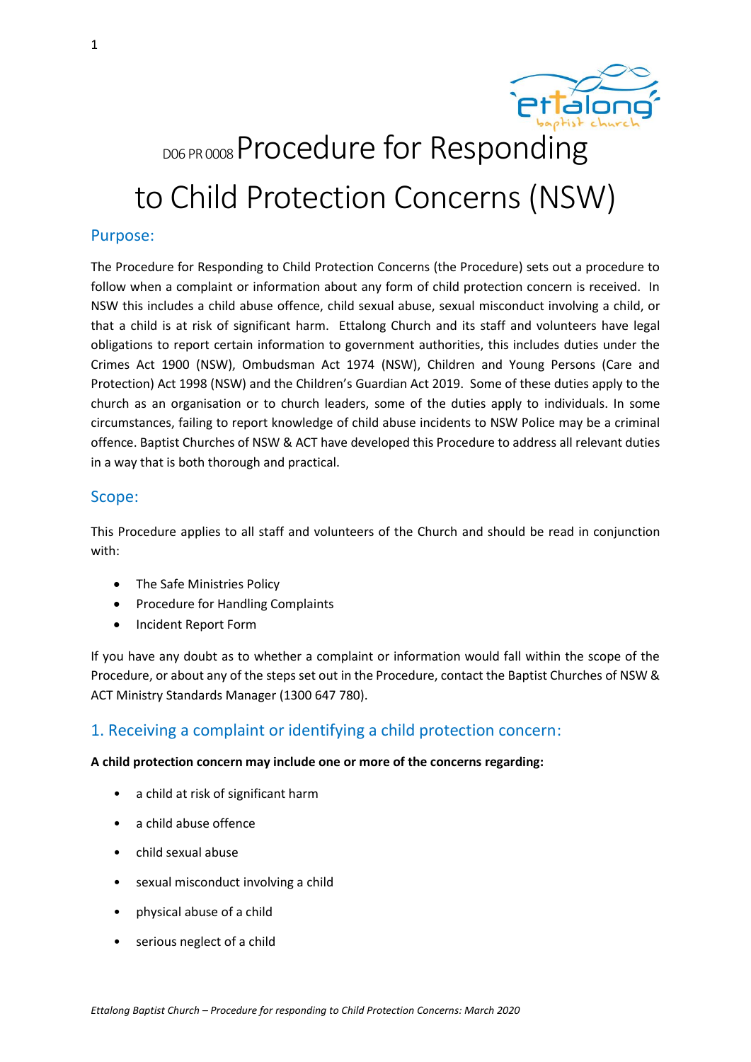# D06 PR 0008 Procedure for Responding to Child Protection Concerns (NSW)

## Purpose:

The Procedure for Responding to Child Protection Concerns (the Procedure) sets out a procedure to follow when a complaint or information about any form of child protection concern is received. In NSW this includes a child abuse offence, child sexual abuse, sexual misconduct involving a child, or that a child is at risk of significant harm. Ettalong Church and its staff and volunteers have legal obligations to report certain information to government authorities, this includes duties under the Crimes Act 1900 (NSW), Ombudsman Act 1974 (NSW), Children and Young Persons (Care and Protection) Act 1998 (NSW) and the Children's Guardian Act 2019. Some of these duties apply to the church as an organisation or to church leaders, some of the duties apply to individuals. In some circumstances, failing to report knowledge of child abuse incidents to NSW Police may be a criminal offence. Baptist Churches of NSW & ACT have developed this Procedure to address all relevant duties in a way that is both thorough and practical.

## Scope:

This Procedure applies to all staff and volunteers of the Church and should be read in conjunction with:

- The Safe Ministries Policy
- Procedure for Handling Complaints
- Incident Report Form

If you have any doubt as to whether a complaint or information would fall within the scope of the Procedure, or about any of the steps set out in the Procedure, contact the Baptist Churches of NSW & ACT Ministry Standards Manager (1300 647 780).

## 1. Receiving a complaint or identifying a child protection concern:

**A child protection concern may include one or more of the concerns regarding:**

- a child at risk of significant harm
- a child abuse offence
- child sexual abuse
- sexual misconduct involving a child
- physical abuse of a child
- serious neglect of a child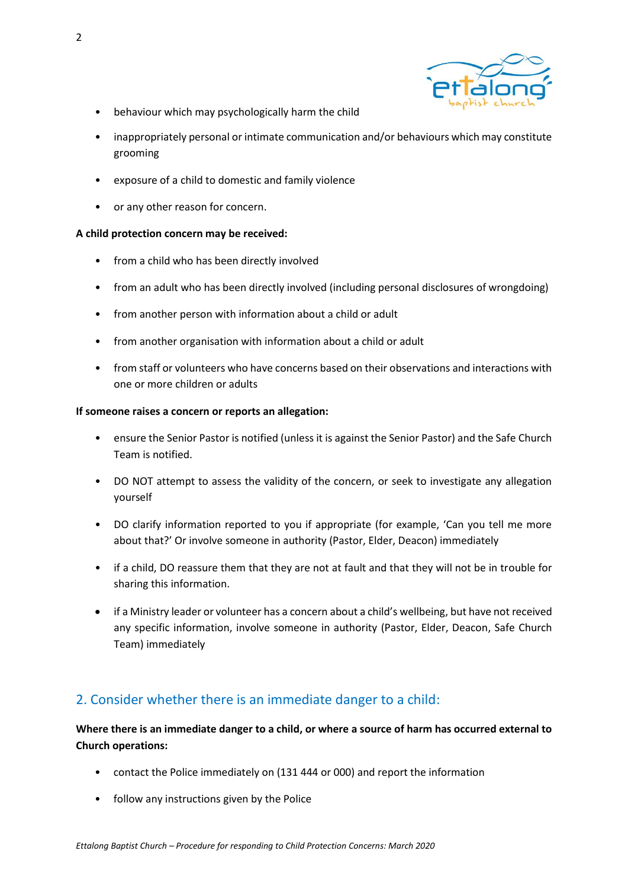- behaviour which may psychologically harm the child
- inappropriately personal or intimate communication and/or behaviours which may constitute grooming
- exposure of a child to domestic and family violence
- or any other reason for concern.

**A child protection concern may be received:**

- from a child who has been directly involved
- from an adult who has been directly involved (including personal disclosures of wrongdoing)
- from another person with information about a child or adult
- from another organisation with information about a child or adult
- from staff or volunteers who have concerns based on their observations and interactions with one or more children or adults

**If someone raises a concern or reports an allegation:**

- ensure the Senior Pastor is notified (unless it is against the Senior Pastor) and the Safe Church Team is notified.
- DO NOT attempt to assess the validity of the concern, or seek to investigate any allegation yourself
- DO clarify information reported to you if appropriate (for example, 'Can you tell me more about that?' Or involve someone in authority (Pastor, Elder, Deacon) immediately
- if a child, DO reassure them that they are not at fault and that they will not be in trouble for sharing this information.
- if a Ministry leader or volunteer has a concern about a child's wellbeing, but have not received any specific information, involve someone in authority (Pastor, Elder, Deacon, Safe Church Team) immediately

## 2. Consider whether there is an immediate danger to a child:

**Where there is an immediate danger to a child, or where a source of harm has occurred external to Church operations:**

- contact the Police immediately on (131 444 or 000) and report the information
- follow any instructions given by the Police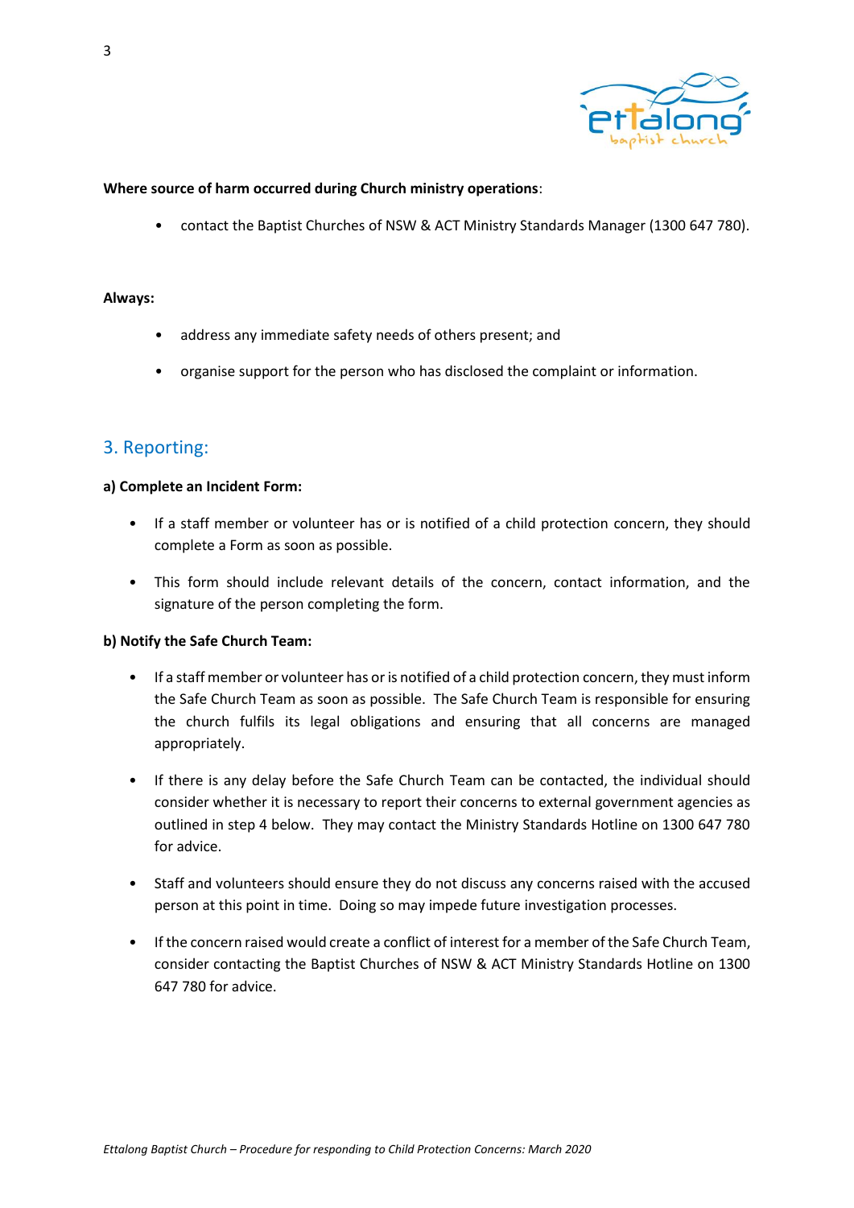**Where source of harm occurred during Church ministry operations**:

- contact the Baptist Churches of NSW & ACT Ministry Standards Manager (1300 647 780).

**Always:**

- address any immediate safety needs of others present; and
- organise support for the person who has disclosed the complaint or information.

## 3. Reporting:

**a) Complete an Incident Form:**

- If a staff member or volunteer has or is notified of a child protection concern, they should complete a Form as soon as possible.
- This form should include relevant details of the concern, contact information, and the signature of the person completing the form.

**b) Notify the Safe Church Team:**

- If a staff member or volunteer has or is notified of a child protection concern, they must inform the Safe Church Team as soon as possible. The Safe Church Team is responsible for ensuring the church fulfils its legal obligations and ensuring that all concerns are managed appropriately.
- If there is any delay before the Safe Church Team can be contacted, the individual should consider whether it is necessary to report their concerns to external government agencies as outlined in step 4 below. They may contact the Ministry Standards Hotline on 1300 647 780 for advice.
- Staff and volunteers should ensure they do not discuss any concerns raised with the accused person at this point in time. Doing so may impede future investigation processes.
- If the concern raised would create a conflict of interest for a member of the Safe Church Team, consider contacting the Baptist Churches of NSW & ACT Ministry Standards Hotline on 1300 647 780 for advice.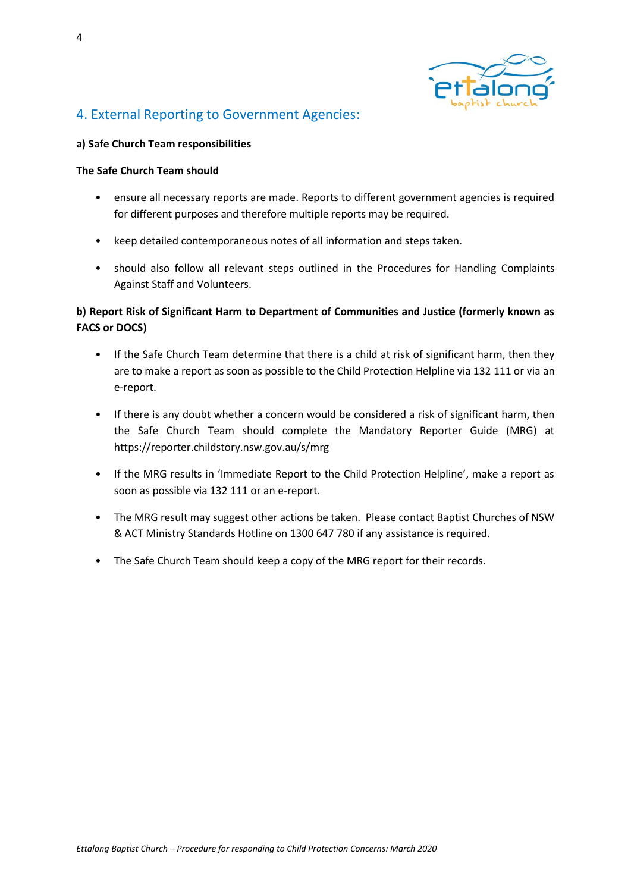## 4. External Reporting to Government Agencies:

**a) Safe Church Team responsibilities**

**The Safe Church Team should**

- ensure all necessary reports are made. Reports to different government agencies is required for different purposes and therefore multiple reports may be required.
- keep detailed contemporaneous notes of all information and steps taken.
- should also follow all relevant steps outlined in the Procedures for Handling Complaints Against Staff and Volunteers.

**b) Report Risk of Significant Harm to Department of Communities and Justice (formerly known as FACS or DOCS)**

- If the Safe Church Team determine that there is a child at risk of significant harm, then they are to make a report as soon as possible to the Child Protection Helpline via 132 111 or via an e-report.
- If there is any doubt whether a concern would be considered a risk of significant harm, then the Safe Church Team should complete the Mandatory Reporter Guide (MRG) at https://reporter.childstory.nsw.gov.au/s/mrg
- If the MRG results in 'Immediate Report to the Child Protection Helpline', make a report as soon as possible via 132 111 or an e-report.
- The MRG result may suggest other actions be taken. Please contact Baptist Churches of NSW & ACT Ministry Standards Hotline on 1300 647 780 if any assistance is required.
- The Safe Church Team should keep a copy of the MRG report for their records.